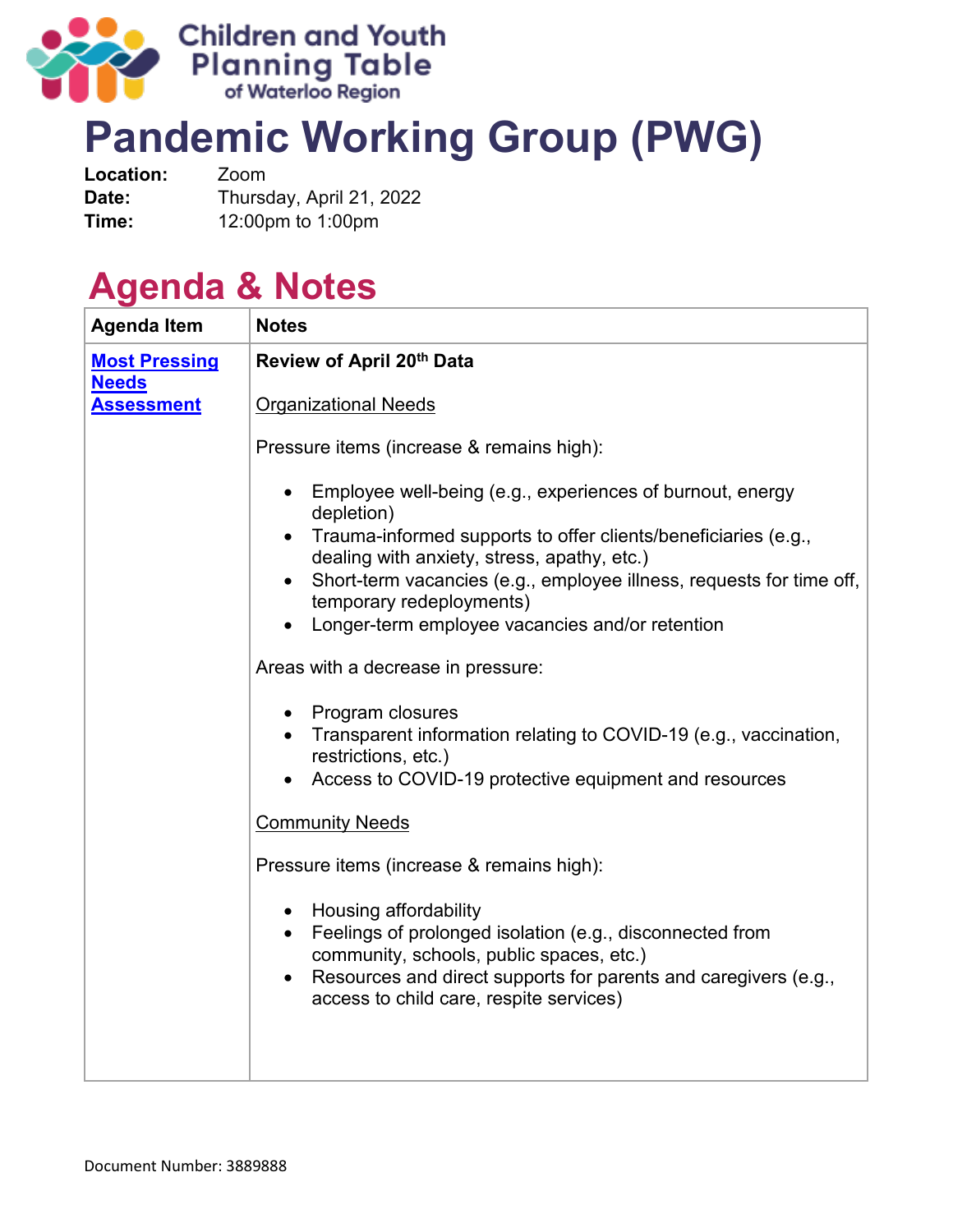Children and Youth Planning Table of Waterloo Region

# Pandemic Working Group (PWG)

**Location:** Zoom
**Date:** Thursday, April 21, 2022
**Time:** 12:00pm to 1:00pm

## Agenda & Notes

| Agenda Item | Notes |
|---|---|
| **Most Pressing Needs Assessment** | **Review of April 20th Data**<br><br>Organizational Needs<br><br>Pressure items (increase & remains high):<br><br>• Employee well-being (e.g., experiences of burnout, energy depletion)<br>• Trauma-informed supports to offer clients/beneficiaries (e.g., dealing with anxiety, stress, apathy, etc.)<br>• Short-term vacancies (e.g., employee illness, requests for time off, temporary redeployments)<br>• Longer-term employee vacancies and/or retention<br><br>Areas with a decrease in pressure:<br><br>• Program closures<br>• Transparent information relating to COVID-19 (e.g., vaccination, restrictions, etc.)<br>• Access to COVID-19 protective equipment and resources<br><br>Community Needs<br><br>Pressure items (increase & remains high):<br><br>• Housing affordability<br>• Feelings of prolonged isolation (e.g., disconnected from community, schools, public spaces, etc.)<br>• Resources and direct supports for parents and caregivers (e.g., access to child care, respite services) |

Document Number: 3889888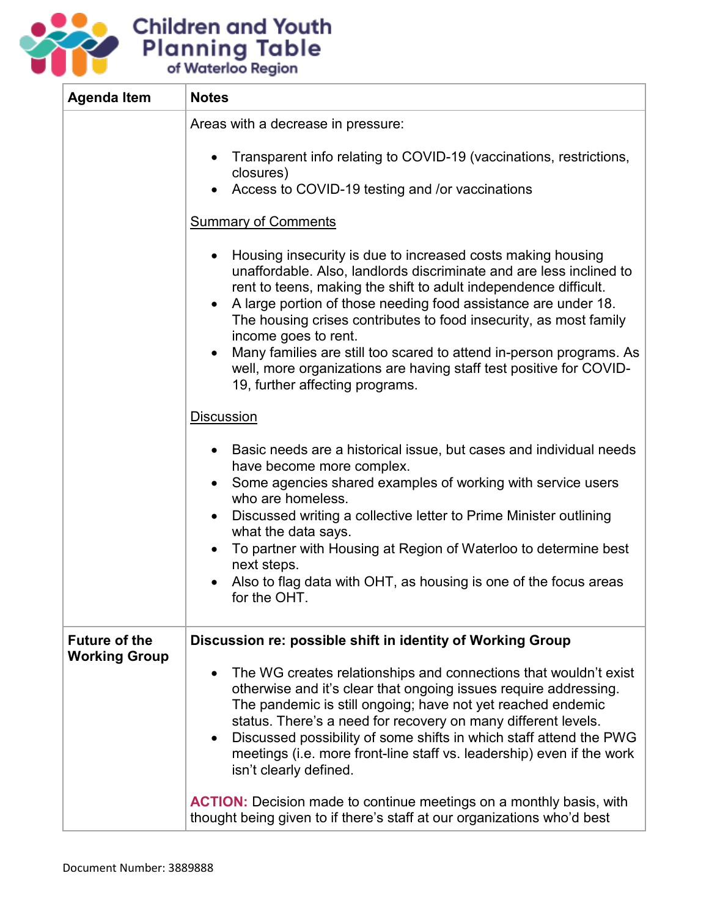| Agenda Item | Notes |
| --- | --- |
| | Areas with a decrease in pressure:<br><br>• Transparent info relating to COVID-19 (vaccinations, restrictions, closures)<br>• Access to COVID-19 testing and /or vaccinations<br><br>Summary of Comments<br><br>• Housing insecurity is due to increased costs making housing unaffordable. Also, landlords discriminate and are less inclined to rent to teens, making the shift to adult independence difficult.<br>• A large portion of those needing food assistance are under 18. The housing crises contributes to food insecurity, as most family income goes to rent.<br>• Many families are still too scared to attend in-person programs. As well, more organizations are having staff test positive for COVID-19, further affecting programs.<br><br>Discussion<br><br>• Basic needs are a historical issue, but cases and individual needs have become more complex.<br>• Some agencies shared examples of working with service users who are homeless.<br>• Discussed writing a collective letter to Prime Minister outlining what the data says.<br>• To partner with Housing at Region of Waterloo to determine best next steps.<br>• Also to flag data with OHT, as housing is one of the focus areas for the OHT. |
| **Future of the Working Group** | **Discussion re: possible shift in identity of Working Group**<br><br>• The WG creates relationships and connections that wouldn't exist otherwise and it's clear that ongoing issues require addressing. The pandemic is still ongoing; have not yet reached endemic status. There's a need for recovery on many different levels.<br>• Discussed possibility of some shifts in which staff attend the PWG meetings (i.e. more front-line staff vs. leadership) even if the work isn't clearly defined.<br><br>**ACTION:** Decision made to continue meetings on a monthly basis, with thought being given to if there's staff at our organizations who'd best |

Document Number: 3889888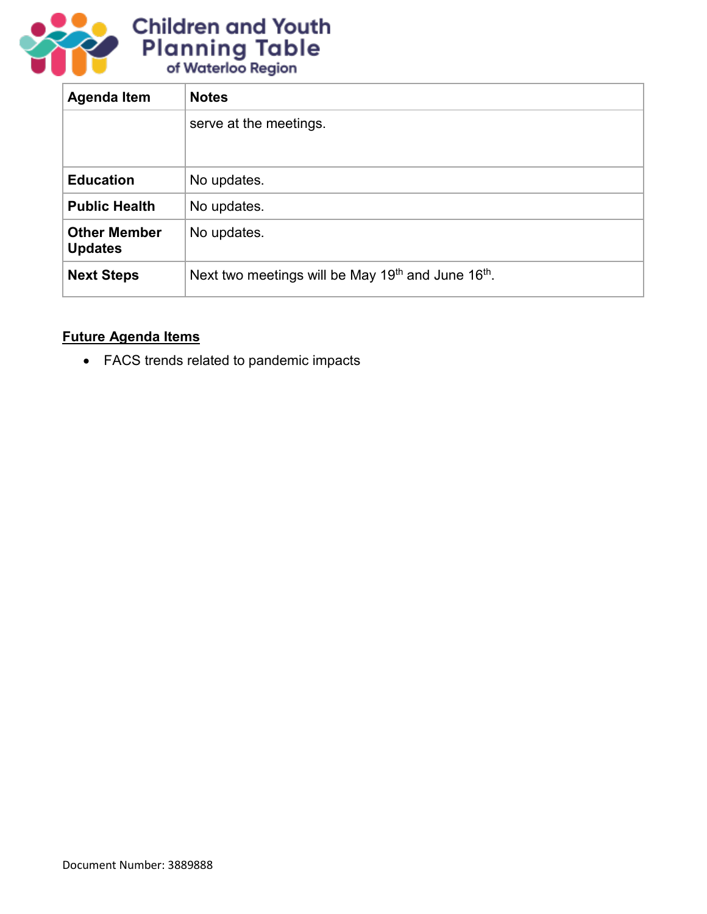| Agenda Item | Notes |
| --- | --- |
| | serve at the meetings. |
| **Education** | No updates. |
| **Public Health** | No updates. |
| **Other Member Updates** | No updates. |
| **Next Steps** | Next two meetings will be May 19th and June 16th. |

**Future Agenda Items**

- FACS trends related to pandemic impacts

Document Number: 3889888